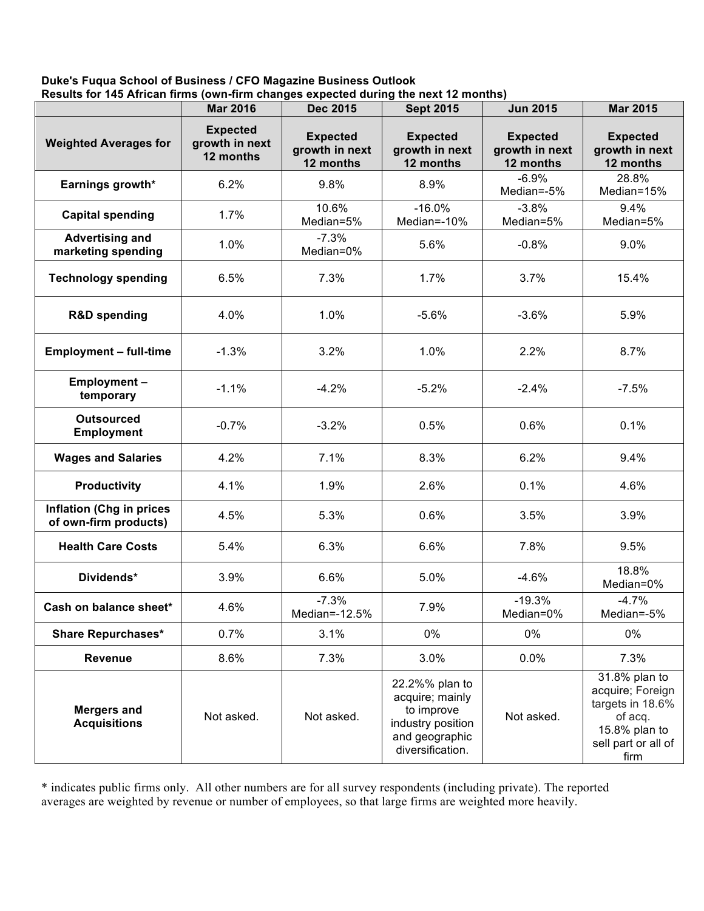**Duke's Fuqua School of Business / CFO Magazine Business Outlook**
**Results for 145 African firms (own-firm changes expected during the next 12 months)**

| | Mar 2016 | Dec 2015 | Sept 2015 | Jun 2015 | Mar 2015 |
|---|---|---|---|---|---|
| **Weighted Averages for** | **Expected growth in next 12 months** | **Expected growth in next 12 months** | **Expected growth in next 12 months** | **Expected growth in next 12 months** | **Expected growth in next 12 months** |
| **Earnings growth*** | 6.2% | 9.8% | 8.9% | -6.9% Median=-5% | 28.8% Median=15% |
| **Capital spending** | 1.7% | 10.6% Median=5% | -16.0% Median=-10% | -3.8% Median=5% | 9.4% Median=5% |
| **Advertising and marketing spending** | 1.0% | -7.3% Median=0% | 5.6% | -0.8% | 9.0% |
| **Technology spending** | 6.5% | 7.3% | 1.7% | 3.7% | 15.4% |
| **R&D spending** | 4.0% | 1.0% | -5.6% | -3.6% | 5.9% |
| **Employment – full-time** | -1.3% | 3.2% | 1.0% | 2.2% | 8.7% |
| **Employment – temporary** | -1.1% | -4.2% | -5.2% | -2.4% | -7.5% |
| **Outsourced Employment** | -0.7% | -3.2% | 0.5% | 0.6% | 0.1% |
| **Wages and Salaries** | 4.2% | 7.1% | 8.3% | 6.2% | 9.4% |
| **Productivity** | 4.1% | 1.9% | 2.6% | 0.1% | 4.6% |
| **Inflation (Chg in prices of own-firm products)** | 4.5% | 5.3% | 0.6% | 3.5% | 3.9% |
| **Health Care Costs** | 5.4% | 6.3% | 6.6% | 7.8% | 9.5% |
| **Dividends*** | 3.9% | 6.6% | 5.0% | -4.6% | 18.8% Median=0% |
| **Cash on balance sheet*** | 4.6% | -7.3% Median=-12.5% | 7.9% | -19.3% Median=0% | -4.7% Median=-5% |
| **Share Repurchases*** | 0.7% | 3.1% | 0% | 0% | 0% |
| **Revenue** | 8.6% | 7.3% | 3.0% | 0.0% | 7.3% |
| **Mergers and Acquisitions** | Not asked. | Not asked. | 22.2%% plan to acquire; mainly to improve industry position and geographic diversification. | Not asked. | 31.8% plan to acquire; Foreign targets in 18.6% of acq. 15.8% plan to sell part or all of firm |

* indicates public firms only. All other numbers are for all survey respondents (including private). The reported averages are weighted by revenue or number of employees, so that large firms are weighted more heavily.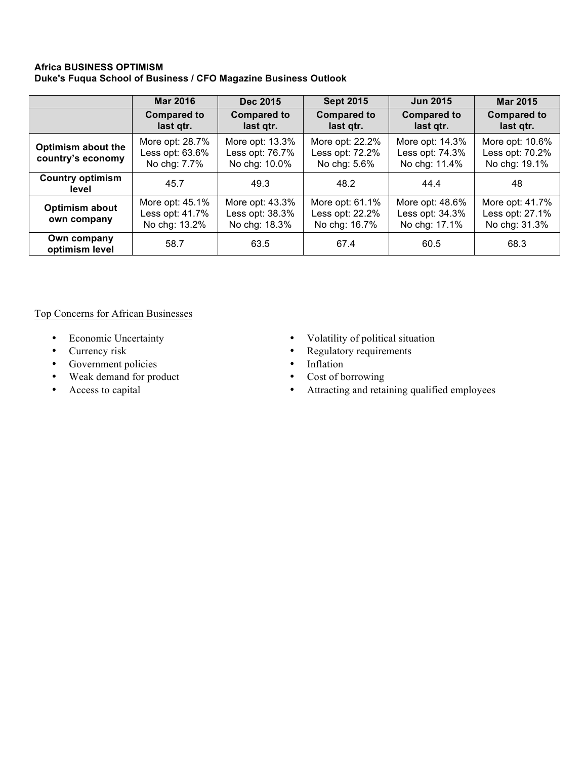**Africa BUSINESS OPTIMISM**
**Duke's Fuqua School of Business / CFO Magazine Business Outlook**

| | Mar 2016 | Dec 2015 | Sept 2015 | Jun 2015 | Mar 2015 |
|---|---|---|---|---|---|
| | **Compared to last qtr.** | **Compared to last qtr.** | **Compared to last qtr.** | **Compared to last qtr.** | **Compared to last qtr.** |
| **Optimism about the country's economy** | More opt: 28.7%<br>Less opt: 63.6%<br>No chg: 7.7% | More opt: 13.3%<br>Less opt: 76.7%<br>No chg: 10.0% | More opt: 22.2%<br>Less opt: 72.2%<br>No chg: 5.6% | More opt: 14.3%<br>Less opt: 74.3%<br>No chg: 11.4% | More opt: 10.6%<br>Less opt: 70.2%<br>No chg: 19.1% |
| **Country optimism level** | 45.7 | 49.3 | 48.2 | 44.4 | 48 |
| **Optimism about own company** | More opt: 45.1%<br>Less opt: 41.7%<br>No chg: 13.2% | More opt: 43.3%<br>Less opt: 38.3%<br>No chg: 18.3% | More opt: 61.1%<br>Less opt: 22.2%<br>No chg: 16.7% | More opt: 48.6%<br>Less opt: 34.3%<br>No chg: 17.1% | More opt: 41.7%<br>Less opt: 27.1%<br>No chg: 31.3% |
| **Own company optimism level** | 58.7 | 63.5 | 67.4 | 60.5 | 68.3 |

Top Concerns for African Businesses

- Economic Uncertainty
- Currency risk
- Government policies
- Weak demand for product
- Access to capital
- Volatility of political situation
- Regulatory requirements
- Inflation
- Cost of borrowing
- Attracting and retaining qualified employees